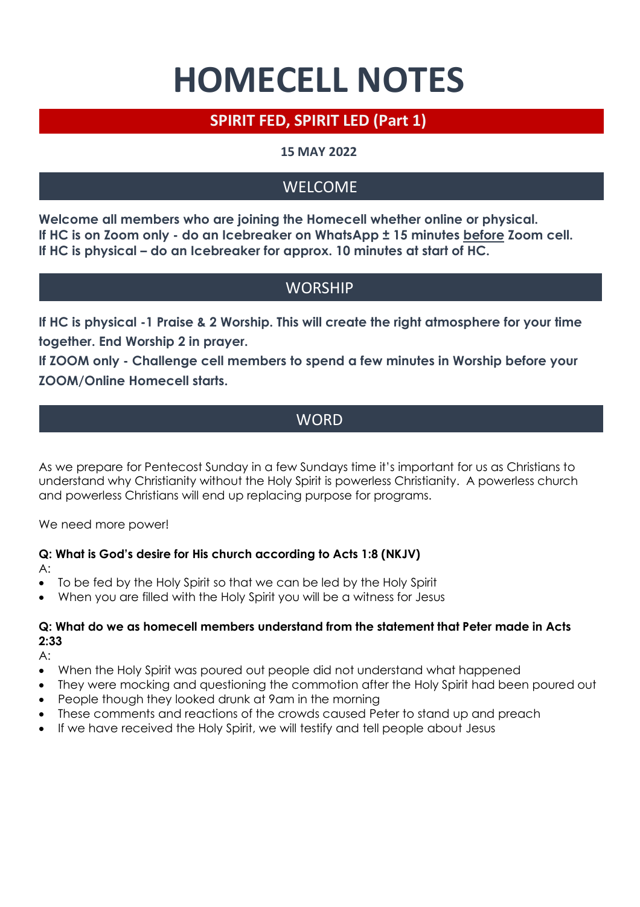# HOMECELL NOTES

## SPIRIT FED, SPIRIT LED (Part 1)

**15 MAY 2022**

## WELCOME

**Welcome all members who are joining the Homecell whether online or physical.**
**If HC is on Zoom only - do an Icebreaker on WhatsApp ± 15 minutes <u>before</u> Zoom cell.**
**If HC is physical – do an Icebreaker for approx. 10 minutes at start of HC.**

## WORSHIP

**If HC is physical -1 Praise & 2 Worship. This will create the right atmosphere for your time together. End Worship 2 in prayer.**
**If ZOOM only - Challenge cell members to spend a few minutes in Worship before your ZOOM/Online Homecell starts.**

## WORD

As we prepare for Pentecost Sunday in a few Sundays time it's important for us as Christians to understand why Christianity without the Holy Spirit is powerless Christianity. A powerless church and powerless Christians will end up replacing purpose for programs.

We need more power!

**Q: What is God's desire for His church according to Acts 1:8 (NKJV)**

A:

- To be fed by the Holy Spirit so that we can be led by the Holy Spirit
- When you are filled with the Holy Spirit you will be a witness for Jesus

**Q: What do we as homecell members understand from the statement that Peter made in Acts 2:33**

A:

- When the Holy Spirit was poured out people did not understand what happened
- They were mocking and questioning the commotion after the Holy Spirit had been poured out
- People though they looked drunk at 9am in the morning
- These comments and reactions of the crowds caused Peter to stand up and preach
- If we have received the Holy Spirit, we will testify and tell people about Jesus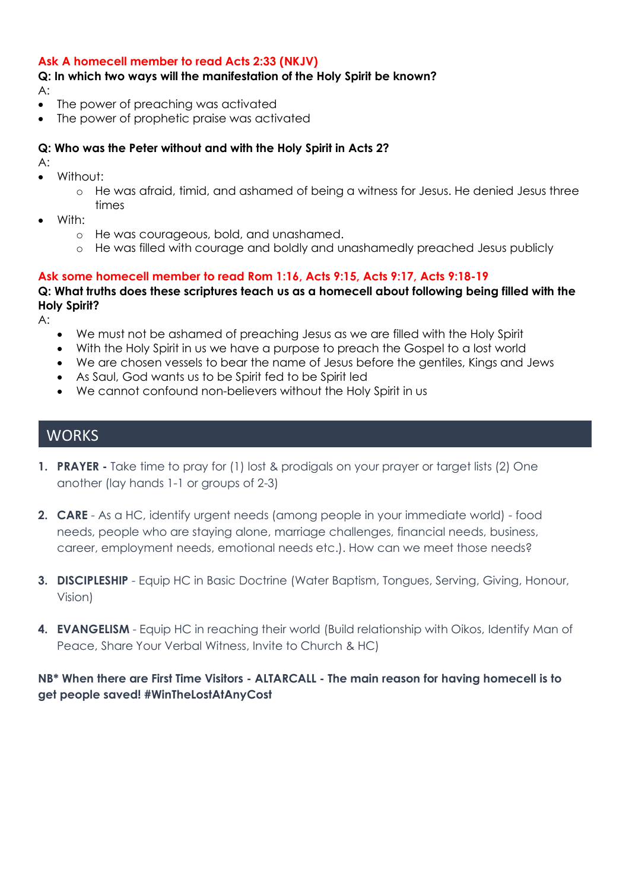**Ask A homecell member to read Acts 2:33 (NKJV)**

**Q: In which two ways will the manifestation of the Holy Spirit be known?**

A:

- The power of preaching was activated
- The power of prophetic praise was activated

**Q: Who was the Peter without and with the Holy Spirit in Acts 2?**

A:

- Without:
    - He was afraid, timid, and ashamed of being a witness for Jesus. He denied Jesus three times
- With:
    - He was courageous, bold, and unashamed.
    - He was filled with courage and boldly and unashamedly preached Jesus publicly

**Ask some homecell member to read Rom 1:16, Acts 9:15, Acts 9:17, Acts 9:18-19**

**Q: What truths does these scriptures teach us as a homecell about following being filled with the Holy Spirit?**

A:

- We must not be ashamed of preaching Jesus as we are filled with the Holy Spirit
- With the Holy Spirit in us we have a purpose to preach the Gospel to a lost world
- We are chosen vessels to bear the name of Jesus before the gentiles, Kings and Jews
- As Saul, God wants us to be Spirit fed to be Spirit led
- We cannot confound non-believers without the Holy Spirit in us

## WORKS

1. **PRAYER -** Take time to pray for (1) lost & prodigals on your prayer or target lists (2) One another (lay hands 1-1 or groups of 2-3)

2. **CARE** - As a HC, identify urgent needs (among people in your immediate world) - food needs, people who are staying alone, marriage challenges, financial needs, business, career, employment needs, emotional needs etc.). How can we meet those needs?

3. **DISCIPLESHIP** - Equip HC in Basic Doctrine (Water Baptism, Tongues, Serving, Giving, Honour, Vision)

4. **EVANGELISM** - Equip HC in reaching their world (Build relationship with Oikos, Identify Man of Peace, Share Your Verbal Witness, Invite to Church & HC)

**NB* When there are First Time Visitors - ALTARCALL - The main reason for having homecell is to get people saved! #WinTheLostAtAnyCost**